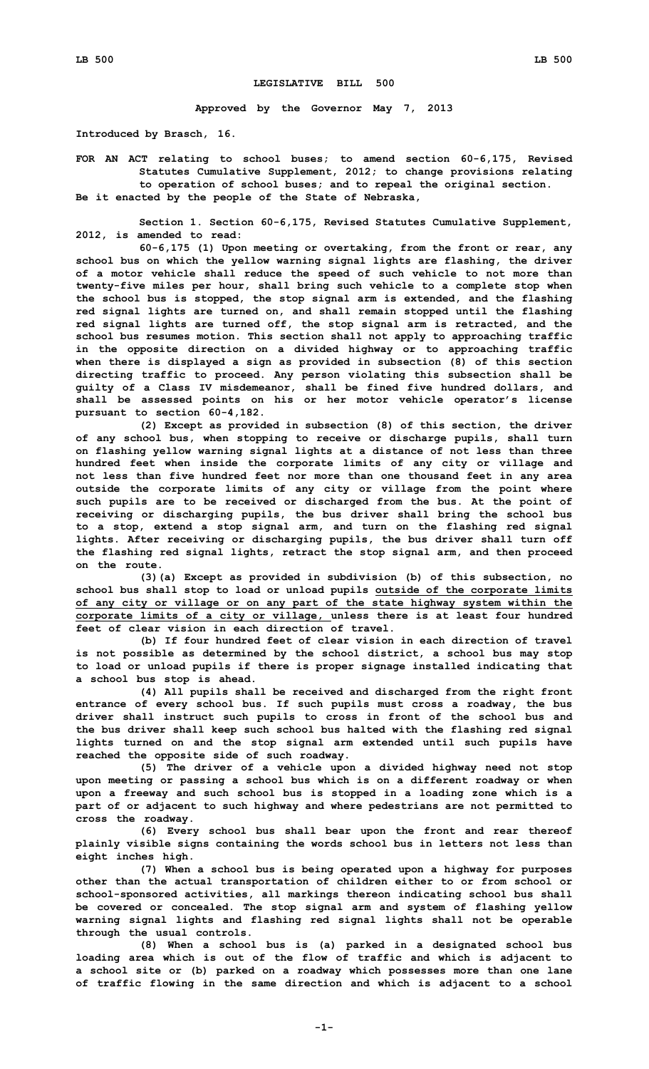# LEGISLATIVE BILL 500

**Approved by the Governor May 7, 2013**

**Introduced by Brasch, 16.**

**FOR AN ACT relating to school buses; to amend section 60-6,175, Revised Statutes Cumulative Supplement, 2012; to change provisions relating to operation of school buses; and to repeal the original section.**

**Be it enacted by the people of the State of Nebraska,**

**Section 1. Section 60-6,175, Revised Statutes Cumulative Supplement, 2012, is amended to read:**

**60-6,175 (1) Upon meeting or overtaking, from the front or rear, any school bus on which the yellow warning signal lights are flashing, the driver of a motor vehicle shall reduce the speed of such vehicle to not more than twenty-five miles per hour, shall bring such vehicle to a complete stop when the school bus is stopped, the stop signal arm is extended, and the flashing red signal lights are turned on, and shall remain stopped until the flashing red signal lights are turned off, the stop signal arm is retracted, and the school bus resumes motion. This section shall not apply to approaching traffic in the opposite direction on a divided highway or to approaching traffic when there is displayed a sign as provided in subsection (8) of this section directing traffic to proceed. Any person violating this subsection shall be guilty of a Class IV misdemeanor, shall be fined five hundred dollars, and shall be assessed points on his or her motor vehicle operator's license pursuant to section 60-4,182.**

**(2) Except as provided in subsection (8) of this section, the driver of any school bus, when stopping to receive or discharge pupils, shall turn on flashing yellow warning signal lights at a distance of not less than three hundred feet when inside the corporate limits of any city or village and not less than five hundred feet nor more than one thousand feet in any area outside the corporate limits of any city or village from the point where such pupils are to be received or discharged from the bus. At the point of receiving or discharging pupils, the bus driver shall bring the school bus to a stop, extend a stop signal arm, and turn on the flashing red signal lights. After receiving or discharging pupils, the bus driver shall turn off the flashing red signal lights, retract the stop signal arm, and then proceed on the route.**

**(3)(a) Except as provided in subdivision (b) of this subsection, no school bus shall stop to load or unload pupils <u>outside of the corporate limits of any city or village or on any part of the state highway system within the corporate limits of a city or village,</u> unless there is at least four hundred feet of clear vision in each direction of travel.**

**(b) If four hundred feet of clear vision in each direction of travel is not possible as determined by the school district, a school bus may stop to load or unload pupils if there is proper signage installed indicating that a school bus stop is ahead.**

**(4) All pupils shall be received and discharged from the right front entrance of every school bus. If such pupils must cross a roadway, the bus driver shall instruct such pupils to cross in front of the school bus and the bus driver shall keep such school bus halted with the flashing red signal lights turned on and the stop signal arm extended until such pupils have reached the opposite side of such roadway.**

**(5) The driver of a vehicle upon a divided highway need not stop upon meeting or passing a school bus which is on a different roadway or when upon a freeway and such school bus is stopped in a loading zone which is a part of or adjacent to such highway and where pedestrians are not permitted to cross the roadway.**

**(6) Every school bus shall bear upon the front and rear thereof plainly visible signs containing the words school bus in letters not less than eight inches high.**

**(7) When a school bus is being operated upon a highway for purposes other than the actual transportation of children either to or from school or school-sponsored activities, all markings thereon indicating school bus shall be covered or concealed. The stop signal arm and system of flashing yellow warning signal lights and flashing red signal lights shall not be operable through the usual controls.**

**(8) When a school bus is (a) parked in a designated school bus loading area which is out of the flow of traffic and which is adjacent to a school site or (b) parked on a roadway which possesses more than one lane of traffic flowing in the same direction and which is adjacent to a school**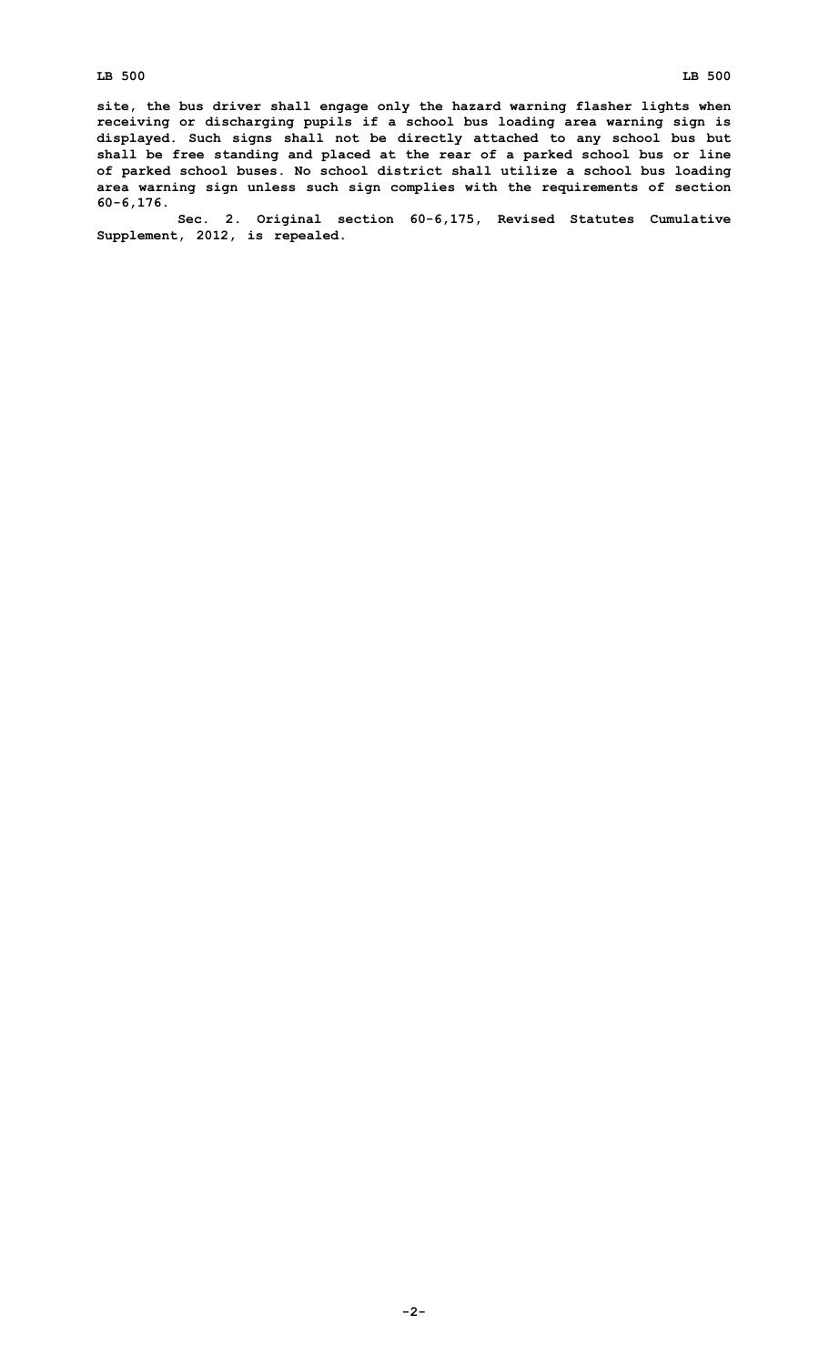**site, the bus driver shall engage only the hazard warning flasher lights when receiving or discharging pupils if a school bus loading area warning sign is displayed. Such signs shall not be directly attached to any school bus but shall be free standing and placed at the rear of a parked school bus or line of parked school buses. No school district shall utilize a school bus loading area warning sign unless such sign complies with the requirements of section 60-6,176.**

**Sec. 2. Original section 60-6,175, Revised Statutes Cumulative Supplement, 2012, is repealed.**